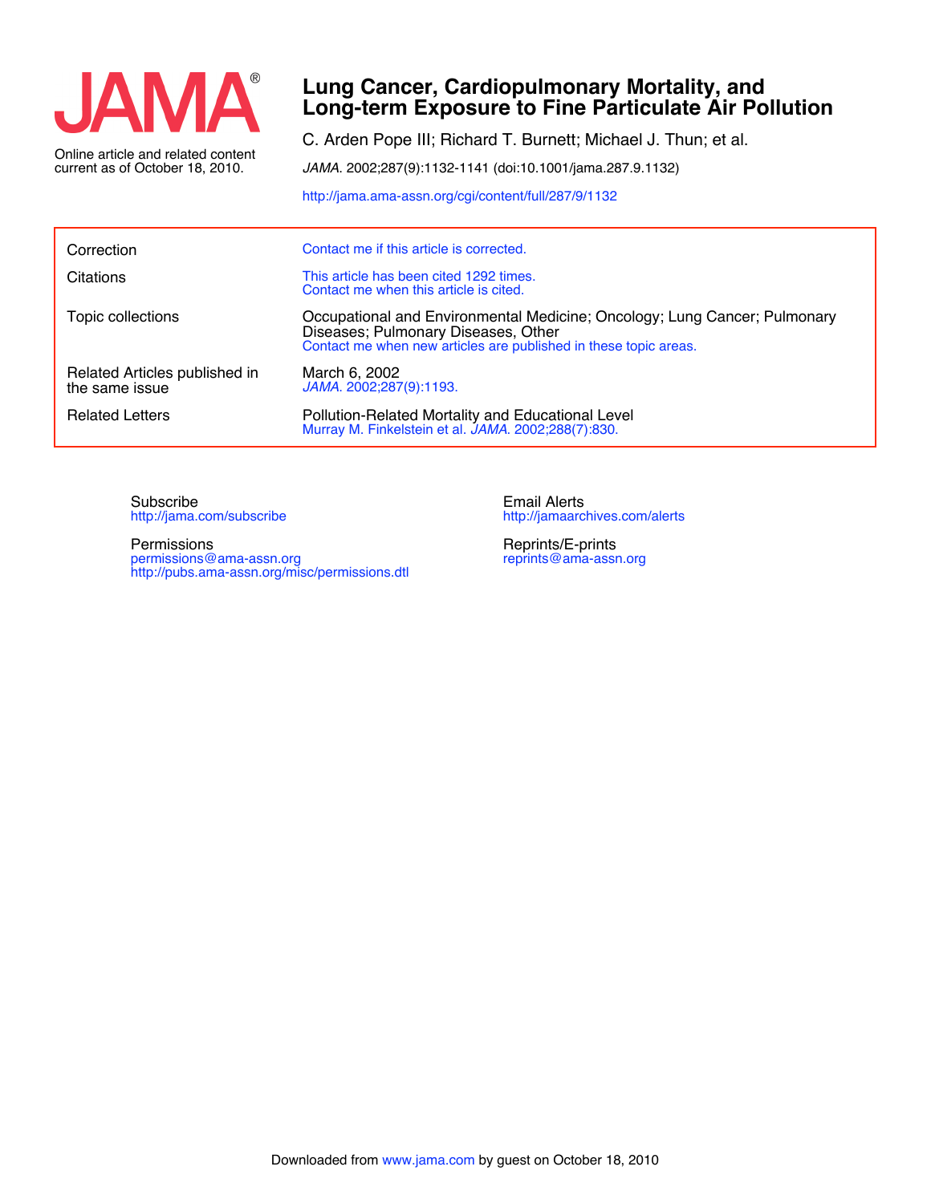JAMA®

Online article and related content current as of October 18, 2010.

# Lung Cancer, Cardiopulmonary Mortality, and Long-term Exposure to Fine Particulate Air Pollution

C. Arden Pope III; Richard T. Burnett; Michael J. Thun; et al.

*JAMA.* 2002;287(9):1132-1141 (doi:10.1001/jama.287.9.1132)

http://jama.ama-assn.org/cgi/content/full/287/9/1132

| | |
|---|---|
| Correction | Contact me if this article is corrected. |
| Citations | This article has been cited 1292 times. Contact me when this article is cited. |
| Topic collections | Occupational and Environmental Medicine; Oncology; Lung Cancer; Pulmonary Diseases; Pulmonary Diseases, Other Contact me when new articles are published in these topic areas. |
| Related Articles published in the same issue | March 6, 2002 *JAMA.* 2002;287(9):1193. |
| Related Letters | Pollution-Related Mortality and Educational Level Murray M. Finkelstein et al. *JAMA.* 2002;288(7):830. |

Subscribe
http://jama.com/subscribe

Permissions
permissions@ama-assn.org
http://pubs.ama-assn.org/misc/permissions.dtl

Email Alerts
http://jamaarchives.com/alerts

Reprints/E-prints
reprints@ama-assn.org

Downloaded from www.jama.com by guest on October 18, 2010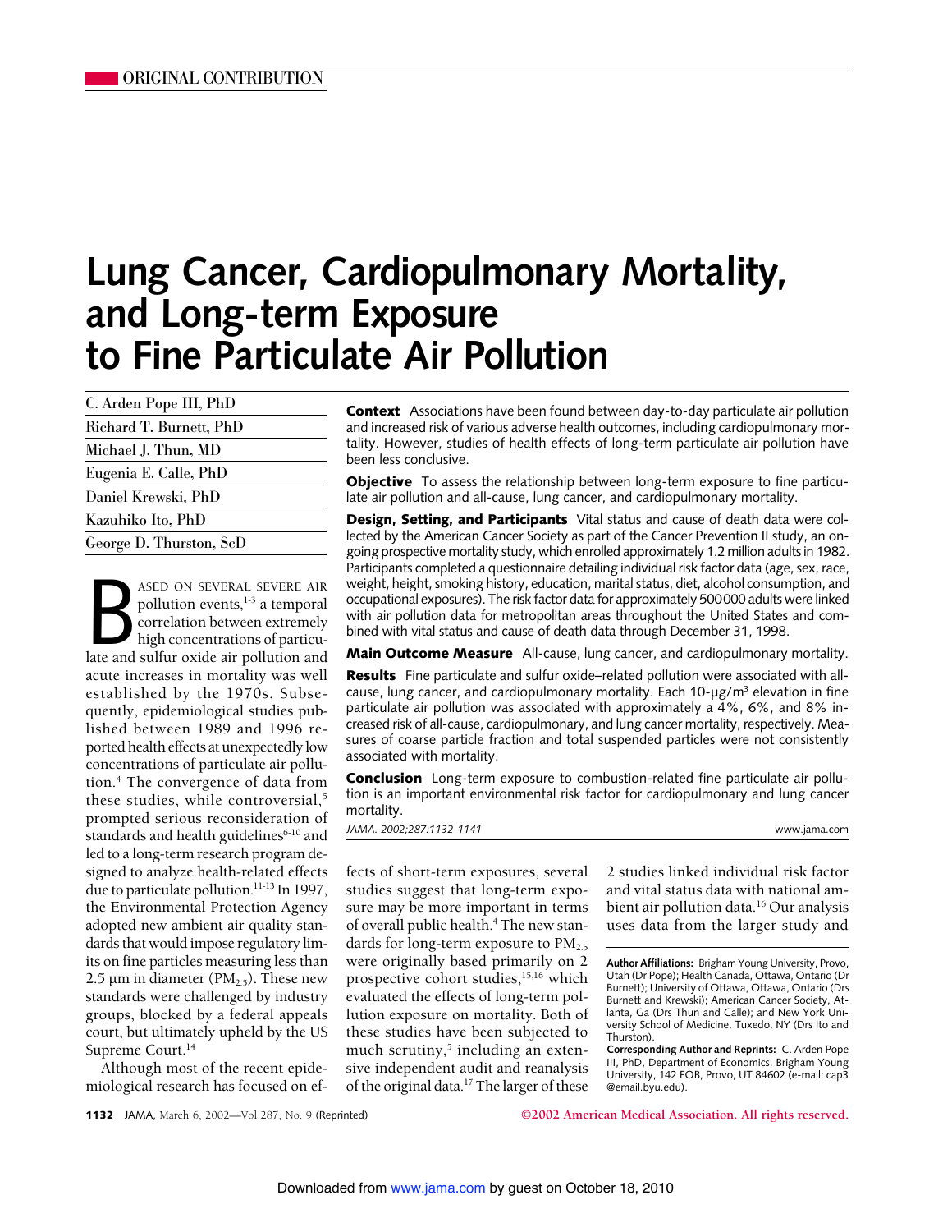ORIGINAL CONTRIBUTION

# Lung Cancer, Cardiopulmonary Mortality, and Long-term Exposure to Fine Particulate Air Pollution

C. Arden Pope III, PhD

Richard T. Burnett, PhD

Michael J. Thun, MD

Eugenia E. Calle, PhD

Daniel Krewski, PhD

Kazuhiko Ito, PhD

George D. Thurston, ScD

**Context** Associations have been found between day-to-day particulate air pollution and increased risk of various adverse health outcomes, including cardiopulmonary mortality. However, studies of health effects of long-term particulate air pollution have been less conclusive.

**Objective** To assess the relationship between long-term exposure to fine particulate air pollution and all-cause, lung cancer, and cardiopulmonary mortality.

**Design, Setting, and Participants** Vital status and cause of death data were collected by the American Cancer Society as part of the Cancer Prevention II study, an ongoing prospective mortality study, which enrolled approximately 1.2 million adults in 1982. Participants completed a questionnaire detailing individual risk factor data (age, sex, race, weight, height, smoking history, education, marital status, diet, alcohol consumption, and occupational exposures). The risk factor data for approximately 500 000 adults were linked with air pollution data for metropolitan areas throughout the United States and combined with vital status and cause of death data through December 31, 1998.

**Main Outcome Measure** All-cause, lung cancer, and cardiopulmonary mortality.

**Results** Fine particulate and sulfur oxide–related pollution were associated with all-cause, lung cancer, and cardiopulmonary mortality. Each 10-μg/m$^3$ elevation in fine particulate air pollution was associated with approximately a 4%, 6%, and 8% increased risk of all-cause, cardiopulmonary, and lung cancer mortality, respectively. Measures of coarse particle fraction and total suspended particles were not consistently associated with mortality.

**Conclusion** Long-term exposure to combustion-related fine particulate air pollution is an important environmental risk factor for cardiopulmonary and lung cancer mortality.

*JAMA. 2002;287:1132-1141* www.jama.com

Based on several severe air pollution events,[1-3] a temporal correlation between extremely high concentrations of particulate and sulfur oxide air pollution and acute increases in mortality was well established by the 1970s. Subsequently, epidemiological studies published between 1989 and 1996 reported health effects at unexpectedly low concentrations of particulate air pollution.[4] The convergence of data from these studies, while controversial,[5] prompted serious reconsideration of standards and health guidelines[6-10] and led to a long-term research program designed to analyze health-related effects due to particulate pollution.[11-13] In 1997, the Environmental Protection Agency adopted new ambient air quality standards that would impose regulatory limits on fine particles measuring less than 2.5 μm in diameter ($PM_{2.5}$). These new standards were challenged by industry groups, blocked by a federal appeals court, but ultimately upheld by the US Supreme Court.[14]

Although most of the recent epidemiological research has focused on effects of short-term exposures, several studies suggest that long-term exposure may be more important in terms of overall public health.[4] The new standards for long-term exposure to $PM_{2.5}$ were originally based primarily on 2 prospective cohort studies,[15,16] which evaluated the effects of long-term pollution exposure on mortality. Both of these studies have been subjected to much scrutiny,[5] including an extensive independent audit and reanalysis of the original data.[17] The larger of these 2 studies linked individual risk factor and vital status data with national ambient air pollution data.[16] Our analysis uses data from the larger study and

**Author Affiliations:** Brigham Young University, Provo, Utah (Dr Pope); Health Canada, Ottawa, Ontario (Dr Burnett); University of Ottawa, Ottawa, Ontario (Drs Burnett and Krewski); American Cancer Society, Atlanta, Ga (Drs Thun and Calle); and New York University School of Medicine, Tuxedo, NY (Drs Ito and Thurston).

**Corresponding Author and Reprints:** C. Arden Pope III, PhD, Department of Economics, Brigham Young University, 142 FOB, Provo, UT 84602 (e-mail: cap3@email.byu.edu).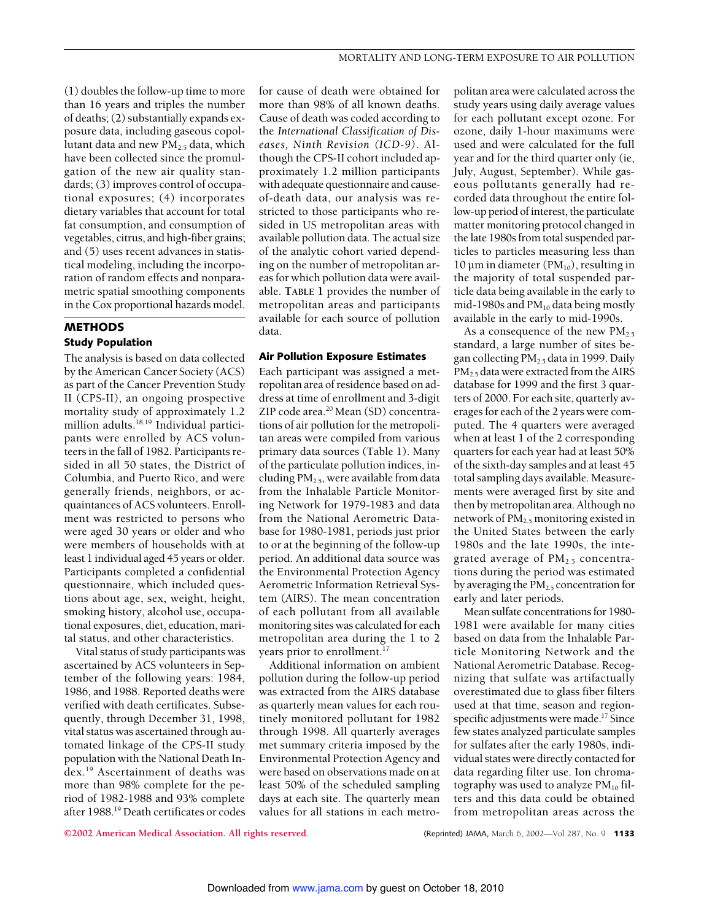(1) doubles the follow-up time to more than 16 years and triples the number of deaths; (2) substantially expands exposure data, including gaseous copollutant data and new $PM_{2.5}$ data, which have been collected since the promulgation of the new air quality standards; (3) improves control of occupational exposures; (4) incorporates dietary variables that account for total fat consumption, and consumption of vegetables, citrus, and high-fiber grains; and (5) uses recent advances in statistical modeling, including the incorporation of random effects and nonparametric spatial smoothing components in the Cox proportional hazards model.

## METHODS

### Study Population

The analysis is based on data collected by the American Cancer Society (ACS) as part of the Cancer Prevention Study II (CPS-II), an ongoing prospective mortality study of approximately 1.2 million adults.[18,19] Individual participants were enrolled by ACS volunteers in the fall of 1982. Participants resided in all 50 states, the District of Columbia, and Puerto Rico, and were generally friends, neighbors, or acquaintances of ACS volunteers. Enrollment was restricted to persons who were aged 30 years or older and who were members of households with at least 1 individual aged 45 years or older. Participants completed a confidential questionnaire, which included questions about age, sex, weight, height, smoking history, alcohol use, occupational exposures, diet, education, marital status, and other characteristics.

Vital status of study participants was ascertained by ACS volunteers in September of the following years: 1984, 1986, and 1988. Reported deaths were verified with death certificates. Subsequently, through December 31, 1998, vital status was ascertained through automated linkage of the CPS-II study population with the National Death Index.[19] Ascertainment of deaths was more than 98% complete for the period of 1982-1988 and 93% complete after 1988.[19] Death certificates or codes for cause of death were obtained for more than 98% of all known deaths. Cause of death was coded according to the *International Classification of Diseases, Ninth Revision (ICD-9)*. Although the CPS-II cohort included approximately 1.2 million participants with adequate questionnaire and cause-of-death data, our analysis was restricted to those participants who resided in US metropolitan areas with available pollution data. The actual size of the analytic cohort varied depending on the number of metropolitan areas for which pollution data were available. **TABLE 1** provides the number of metropolitan areas and participants available for each source of pollution data.

### Air Pollution Exposure Estimates

Each participant was assigned a metropolitan area of residence based on address at time of enrollment and 3-digit ZIP code area.[20] Mean (SD) concentrations of air pollution for the metropolitan areas were compiled from various primary data sources (Table 1). Many of the particulate pollution indices, including $PM_{2.5}$, were available from data from the Inhalable Particle Monitoring Network for 1979-1983 and data from the National Aerometric Database for 1980-1981, periods just prior to or at the beginning of the follow-up period. An additional data source was the Environmental Protection Agency Aerometric Information Retrieval System (AIRS). The mean concentration of each pollutant from all available monitoring sites was calculated for each metropolitan area during the 1 to 2 years prior to enrollment.[17]

Additional information on ambient pollution during the follow-up period was extracted from the AIRS database as quarterly mean values for each routinely monitored pollutant for 1982 through 1998. All quarterly averages met summary criteria imposed by the Environmental Protection Agency and were based on observations made on at least 50% of the scheduled sampling days at each site. The quarterly mean values for all stations in each metropolitan area were calculated across the study years using daily average values for each pollutant except ozone. For ozone, daily 1-hour maximums were used and were calculated for the full year and for the third quarter only (ie, July, August, September). While gaseous pollutants generally had recorded data throughout the entire follow-up period of interest, the particulate matter monitoring protocol changed in the late 1980s from total suspended particles to particles measuring less than 10 µm in diameter ($PM_{10}$), resulting in the majority of total suspended particle data being available in the early to mid-1980s and $PM_{10}$ data being mostly available in the early to mid-1990s.

As a consequence of the new $PM_{2.5}$ standard, a large number of sites began collecting $PM_{2.5}$ data in 1999. Daily $PM_{2.5}$ data were extracted from the AIRS database for 1999 and the first 3 quarters of 2000. For each site, quarterly averages for each of the 2 years were computed. The 4 quarters were averaged when at least 1 of the 2 corresponding quarters for each year had at least 50% of the sixth-day samples and at least 45 total sampling days available. Measurements were averaged first by site and then by metropolitan area. Although no network of $PM_{2.5}$ monitoring existed in the United States between the early 1980s and the late 1990s, the integrated average of $PM_{2.5}$ concentrations during the period was estimated by averaging the $PM_{2.5}$ concentration for early and later periods.

Mean sulfate concentrations for 1980-1981 were available for many cities based on data from the Inhalable Particle Monitoring Network and the National Aerometric Database. Recognizing that sulfate was artifactually overestimated due to glass fiber filters used at that time, season and region-specific adjustments were made.[17] Since few states analyzed particulate samples for sulfates after the early 1980s, individual states were directly contacted for data regarding filter use. Ion chromatography was used to analyze $PM_{10}$ filters and this data could be obtained from metropolitan areas across the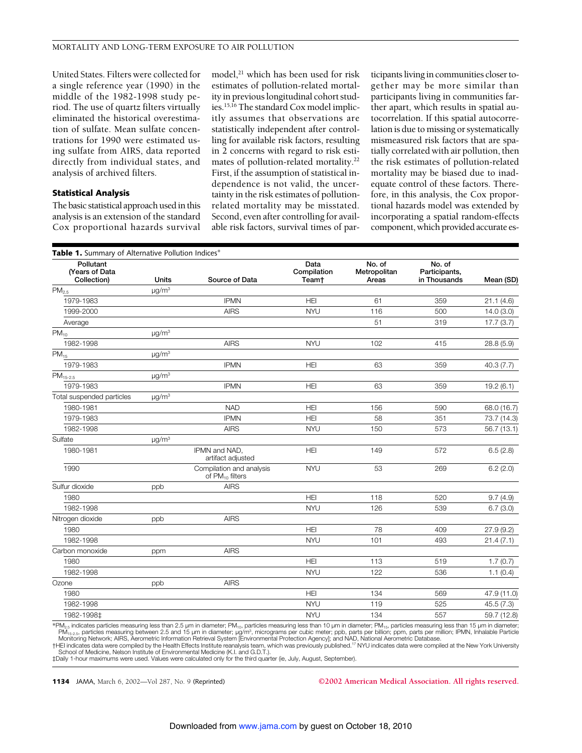United States. Filters were collected for a single reference year (1990) in the middle of the 1982-1998 study period. The use of quartz filters virtually eliminated the historical overestimation of sulfate. Mean sulfate concentrations for 1990 were estimated using sulfate from AIRS, data reported directly from individual states, and analysis of archived filters.

### Statistical Analysis

The basic statistical approach used in this analysis is an extension of the standard Cox proportional hazards survival model,[21] which has been used for risk estimates of pollution-related mortality in previous longitudinal cohort studies.[15,16] The standard Cox model implicitly assumes that observations are statistically independent after controlling for available risk factors, resulting in 2 concerns with regard to risk estimates of pollution-related mortality.[22] First, if the assumption of statistical independence is not valid, the uncertainty in the risk estimates of pollution-related mortality may be misstated. Second, even after controlling for available risk factors, survival times of participants living in communities closer together may be more similar than participants living in communities farther apart, which results in spatial autocorrelation. If this spatial autocorrelation is due to missing or systematically mismeasured risk factors that are spatially correlated with air pollution, then the risk estimates of pollution-related mortality may be biased due to inadequate control of these factors. Therefore, in this analysis, the Cox proportional hazards model was extended by incorporating a spatial random-effects component, which provided accurate es-

**Table 1.** Summary of Alternative Pollution Indices*

| Pollutant (Years of Data Collection) | Units | Source of Data | Data Compilation Team† | No. of Metropolitan Areas | No. of Participants, in Thousands | Mean (SD) |
|---|---|---|---|---|---|---|
| $PM_{2.5}$ | μg/m³ | | | | | |
| 1979-1983 | | IPMN | HEI | 61 | 359 | 21.1 (4.6) |
| 1999-2000 | | AIRS | NYU | 116 | 500 | 14.0 (3.0) |
| Average | | | | 51 | 319 | 17.7 (3.7) |
| $PM_{10}$ | μg/m³ | | | | | |
| 1982-1998 | | AIRS | NYU | 102 | 415 | 28.8 (5.9) |
| $PM_{15}$ | μg/m³ | | | | | |
| 1979-1983 | | IPMN | HEI | 63 | 359 | 40.3 (7.7) |
| $PM_{15-2.5}$ | μg/m³ | | | | | |
| 1979-1983 | | IPMN | HEI | 63 | 359 | 19.2 (6.1) |
| Total suspended particles | μg/m³ | | | | | |
| 1980-1981 | | NAD | HEI | 156 | 590 | 68.0 (16.7) |
| 1979-1983 | | IPMN | HEI | 58 | 351 | 73.7 (14.3) |
| 1982-1998 | | AIRS | NYU | 150 | 573 | 56.7 (13.1) |
| Sulfate | μg/m³ | | | | | |
| 1980-1981 | | IPMN and NAD, artifact adjusted | HEI | 149 | 572 | 6.5 (2.8) |
| 1990 | | Compilation and analysis of $PM_{10}$ filters | NYU | 53 | 269 | 6.2 (2.0) |
| Sulfur dioxide | ppb | AIRS | | | | |
| 1980 | | | HEI | 118 | 520 | 9.7 (4.9) |
| 1982-1998 | | | NYU | 126 | 539 | 6.7 (3.0) |
| Nitrogen dioxide | ppb | AIRS | | | | |
| 1980 | | | HEI | 78 | 409 | 27.9 (9.2) |
| 1982-1998 | | | NYU | 101 | 493 | 21.4 (7.1) |
| Carbon monoxide | ppm | AIRS | | | | |
| 1980 | | | HEI | 113 | 519 | 1.7 (0.7) |
| 1982-1998 | | | NYU | 122 | 536 | 1.1 (0.4) |
| Ozone | ppb | AIRS | | | | |
| 1980 | | | HEI | 134 | 569 | 47.9 (11.0) |
| 1982-1998 | | | NYU | 119 | 525 | 45.5 (7.3) |
| 1982-1998‡ | | | NYU | 134 | 557 | 59.7 (12.8) |

*$PM_{2.5}$ indicates particles measuring less than 2.5 μm in diameter; $PM_{10}$, particles measuring less than 10 μm in diameter; $PM_{15}$, particles measuring less than 15 μm in diameter; $PM_{15-2.5}$, particles measuring between 2.5 and 15 μm in diameter; μg/m³, micrograms per cubic meter; ppb, parts per billion; ppm, parts per million; IPMN, Inhalable Particle Monitoring Network; AIRS, Aerometric Information Retrieval System [Environmental Protection Agency]; and NAD, National Aerometric Database.
†HEI indicates data were compiled by the Health Effects Institute reanalysis team, which was previously published.[17] NYU indicates data were compiled at the New York University School of Medicine, Nelson Institute of Environmental Medicine (K.I. and G.D.T.).
‡Daily 1-hour maximums were used. Values were calculated only for the third quarter (ie, July, August, September).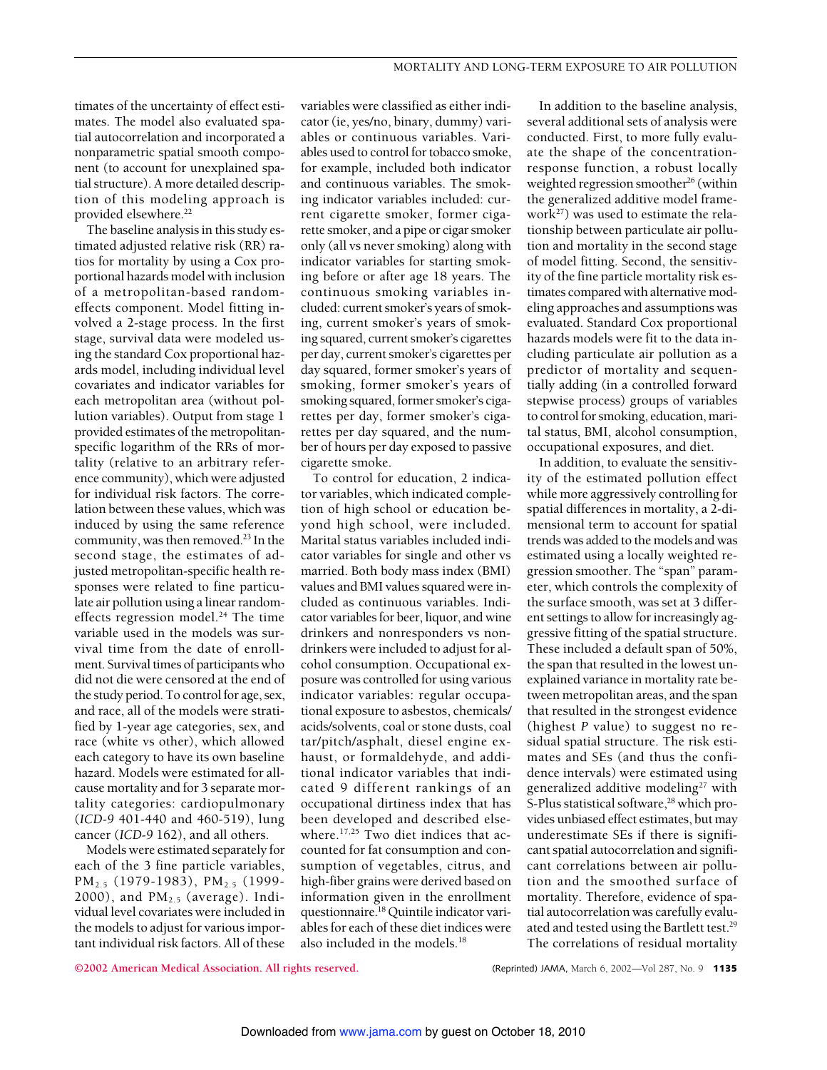timates of the uncertainty of effect estimates. The model also evaluated spatial autocorrelation and incorporated a nonparametric spatial smooth component (to account for unexplained spatial structure). A more detailed description of this modeling approach is provided elsewhere.[22]

The baseline analysis in this study estimated adjusted relative risk (RR) ratios for mortality by using a Cox proportional hazards model with inclusion of a metropolitan-based random-effects component. Model fitting involved a 2-stage process. In the first stage, survival data were modeled using the standard Cox proportional hazards model, including individual level covariates and indicator variables for each metropolitan area (without pollution variables). Output from stage 1 provided estimates of the metropolitan-specific logarithm of the RRs of mortality (relative to an arbitrary reference community), which were adjusted for individual risk factors. The correlation between these values, which was induced by using the same reference community, was then removed.[23] In the second stage, the estimates of adjusted metropolitan-specific health responses were related to fine particulate air pollution using a linear random-effects regression model.[24] The time variable used in the models was survival time from the date of enrollment. Survival times of participants who did not die were censored at the end of the study period. To control for age, sex, and race, all of the models were stratified by 1-year age categories, sex, and race (white vs other), which allowed each category to have its own baseline hazard. Models were estimated for all-cause mortality and for 3 separate mortality categories: cardiopulmonary (*ICD-9* 401-440 and 460-519), lung cancer (*ICD-9* 162), and all others.

Models were estimated separately for each of the 3 fine particle variables, $PM_{2.5}$ (1979-1983), $PM_{2.5}$ (1999-2000), and $PM_{2.5}$ (average). Individual level covariates were included in the models to adjust for various important individual risk factors. All of these variables were classified as either indicator (ie, yes/no, binary, dummy) variables or continuous variables. Variables used to control for tobacco smoke, for example, included both indicator and continuous variables. The smoking indicator variables included: current cigarette smoker, former cigarette smoker, and a pipe or cigar smoker only (all vs never smoking) along with indicator variables for starting smoking before or after age 18 years. The continuous smoking variables included: current smoker's years of smoking, current smoker's years of smoking squared, current smoker's cigarettes per day, current smoker's cigarettes per day squared, former smoker's years of smoking, former smoker's years of smoking squared, former smoker's cigarettes per day, former smoker's cigarettes per day squared, and the number of hours per day exposed to passive cigarette smoke.

To control for education, 2 indicator variables, which indicated completion of high school or education beyond high school, were included. Marital status variables included indicator variables for single and other vs married. Both body mass index (BMI) values and BMI values squared were included as continuous variables. Indicator variables for beer, liquor, and wine drinkers and nonresponders vs nondrinkers were included to adjust for alcohol consumption. Occupational exposure was controlled for using various indicator variables: regular occupational exposure to asbestos, chemicals/acids/solvents, coal or stone dusts, coal tar/pitch/asphalt, diesel engine exhaust, or formaldehyde, and additional indicator variables that indicated 9 different rankings of an occupational dirtiness index that has been developed and described elsewhere.[17,25] Two diet indices that accounted for fat consumption and consumption of vegetables, citrus, and high-fiber grains were derived based on information given in the enrollment questionnaire.[18] Quintile indicator variables for each of these diet indices were also included in the models.[18]

In addition to the baseline analysis, several additional sets of analysis were conducted. First, to more fully evaluate the shape of the concentration-response function, a robust locally weighted regression smoother[26] (within the generalized additive model framework[27]) was used to estimate the relationship between particulate air pollution and mortality in the second stage of model fitting. Second, the sensitivity of the fine particle mortality risk estimates compared with alternative modeling approaches and assumptions was evaluated. Standard Cox proportional hazards models were fit to the data including particulate air pollution as a predictor of mortality and sequentially adding (in a controlled forward stepwise process) groups of variables to control for smoking, education, marital status, BMI, alcohol consumption, occupational exposures, and diet.

In addition, to evaluate the sensitivity of the estimated pollution effect while more aggressively controlling for spatial differences in mortality, a 2-dimensional term to account for spatial trends was added to the models and was estimated using a locally weighted regression smoother. The "span" parameter, which controls the complexity of the surface smooth, was set at 3 different settings to allow for increasingly aggressive fitting of the spatial structure. These included a default span of 50%, the span that resulted in the lowest unexplained variance in mortality rate between metropolitan areas, and the span that resulted in the strongest evidence (highest *P* value) to suggest no residual spatial structure. The risk estimates and SEs (and thus the confidence intervals) were estimated using generalized additive modeling[27] with S-Plus statistical software,[28] which provides unbiased effect estimates, but may underestimate SEs if there is significant spatial autocorrelation and significant correlations between air pollution and the smoothed surface of mortality. Therefore, evidence of spatial autocorrelation was carefully evaluated and tested using the Bartlett test.[29] The correlations of residual mortality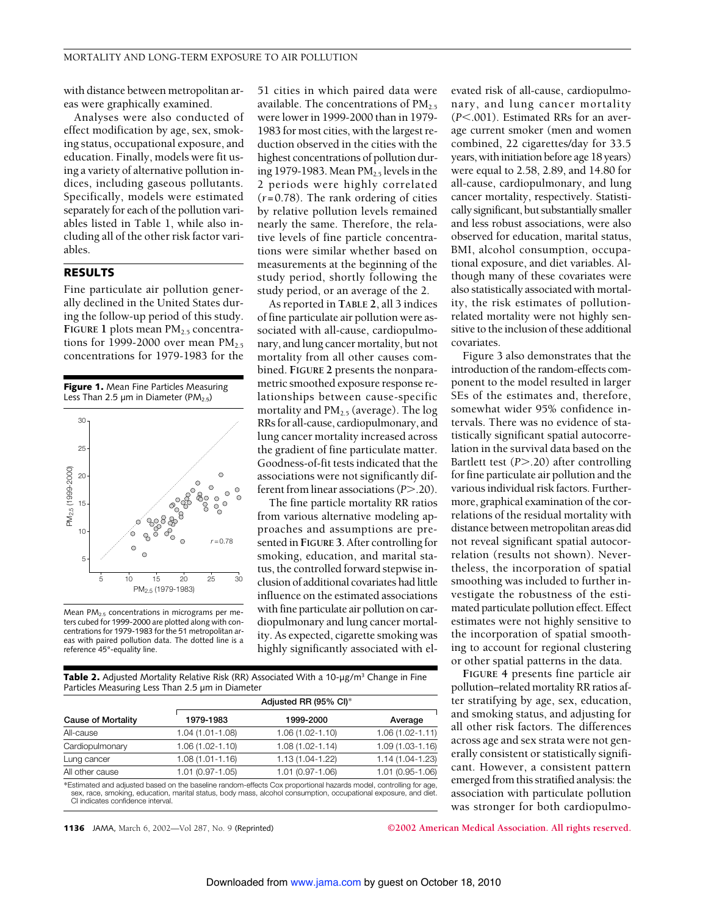with distance between metropolitan areas were graphically examined.

Analyses were also conducted of effect modification by age, sex, smoking status, occupational exposure, and education. Finally, models were fit using a variety of alternative pollution indices, including gaseous pollutants. Specifically, models were estimated separately for each of the pollution variables listed in Table 1, while also including all of the other risk factor variables.

## RESULTS

Fine particulate air pollution generally declined in the United States during the follow-up period of this study. FIGURE 1 plots mean $PM_{2.5}$ concentrations for 1999-2000 over mean $PM_{2.5}$ concentrations for 1979-1983 for the 51 cities in which paired data were available. The concentrations of $PM_{2.5}$ were lower in 1999-2000 than in 1979-1983 for most cities, with the largest reduction observed in the cities with the highest concentrations of pollution during 1979-1983. Mean $PM_{2.5}$ levels in the 2 periods were highly correlated ($r=0.78$). The rank ordering of cities by relative pollution levels remained nearly the same. Therefore, the relative levels of fine particle concentrations were similar whether based on measurements at the beginning of the study period, shortly following the study period, or an average of the 2.

**Figure 1.** Mean Fine Particles Measuring Less Than 2.5 μm in Diameter ($PM_{2.5}$)

Mean $PM_{2.5}$ concentrations in micrograms per meters cubed for 1999-2000 are plotted along with concentrations for 1979-1983 for the 51 metropolitan areas with paired pollution data. The dotted line is a reference 45°-equality line.

As reported in TABLE 2, all 3 indices of fine particulate air pollution were associated with all-cause, cardiopulmonary, and lung cancer mortality, but not mortality from all other causes combined. FIGURE 2 presents the nonparametric smoothed exposure response relationships between cause-specific mortality and $PM_{2.5}$ (average). The log RRs for all-cause, cardiopulmonary, and lung cancer mortality increased across the gradient of fine particulate matter. Goodness-of-fit tests indicated that the associations were not significantly different from linear associations ($P>.20$).

The fine particle mortality RR ratios from various alternative modeling approaches and assumptions are presented in FIGURE 3. After controlling for smoking, education, and marital status, the controlled forward stepwise inclusion of additional covariates had little influence on the estimated associations with fine particulate air pollution on cardiopulmonary and lung cancer mortality. As expected, cigarette smoking was highly significantly associated with elevated risk of all-cause, cardiopulmonary, and lung cancer mortality ($P<.001$). Estimated RRs for an average current smoker (men and women combined, 22 cigarettes/day for 33.5 years, with initiation before age 18 years) were equal to 2.58, 2.89, and 14.80 for all-cause, cardiopulmonary, and lung cancer mortality, respectively. Statistically significant, but substantially smaller and less robust associations, were also observed for education, marital status, BMI, alcohol consumption, occupational exposure, and diet variables. Although many of these covariates were also statistically associated with mortality, the risk estimates of pollution-related mortality were not highly sensitive to the inclusion of these additional covariates.

Figure 3 also demonstrates that the introduction of the random-effects component to the model resulted in larger SEs of the estimates and, therefore, somewhat wider 95% confidence intervals. There was no evidence of statistically significant spatial autocorrelation in the survival data based on the Bartlett test ($P>.20$) after controlling for fine particulate air pollution and the various individual risk factors. Furthermore, graphical examination of the correlations of the residual mortality with distance between metropolitan areas did not reveal significant spatial autocorrelation (results not shown). Nevertheless, the incorporation of spatial smoothing was included to further investigate the robustness of the estimated particulate pollution effect. Effect estimates were not highly sensitive to the incorporation of spatial smoothing to account for regional clustering or other spatial patterns in the data.

FIGURE 4 presents fine particle air pollution–related mortality RR ratios after stratifying by age, sex, education, and smoking status, and adjusting for all other risk factors. The differences across age and sex strata were not generally consistent or statistically significant. However, a consistent pattern emerged from this stratified analysis: the association with particulate pollution was stronger for both cardiopulmo-

**Table 2.** Adjusted Mortality Relative Risk (RR) Associated With a 10-μg/m³ Change in Fine Particles Measuring Less Than 2.5 μm in Diameter

| Cause of Mortality | Adjusted RR (95% CI)* | | |
|---|---|---|---|
| | 1979-1983 | 1999-2000 | Average |
| All-cause | 1.04 (1.01-1.08) | 1.06 (1.02-1.10) | 1.06 (1.02-1.11) |
| Cardiopulmonary | 1.06 (1.02-1.10) | 1.08 (1.02-1.14) | 1.09 (1.03-1.16) |
| Lung cancer | 1.08 (1.01-1.16) | 1.13 (1.04-1.22) | 1.14 (1.04-1.23) |
| All other cause | 1.01 (0.97-1.05) | 1.01 (0.97-1.06) | 1.01 (0.95-1.06) |

*Estimated and adjusted based on the baseline random-effects Cox proportional hazards model, controlling for age, sex, race, smoking, education, marital status, body mass, alcohol consumption, occupational exposure, and diet. CI indicates confidence interval.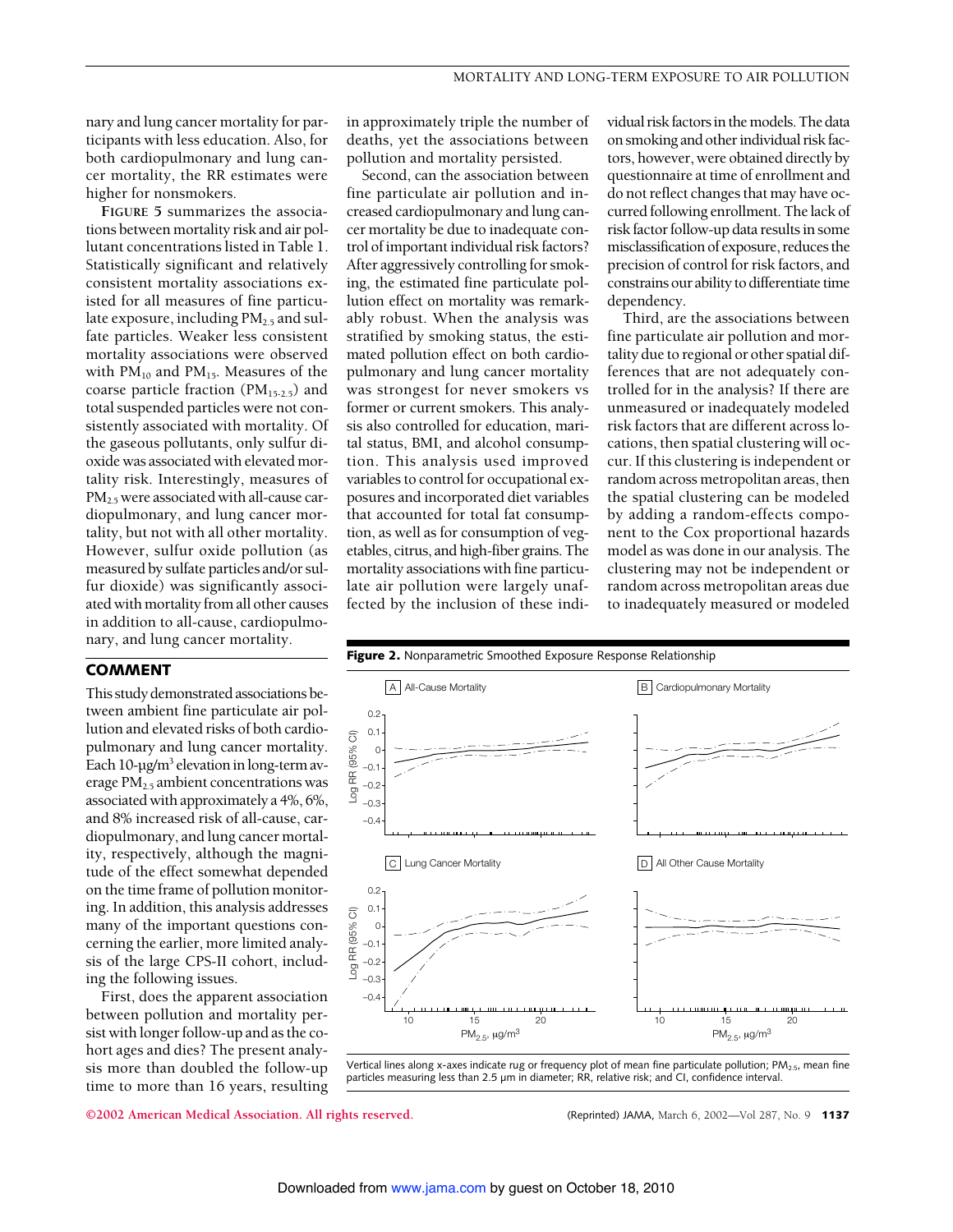nary and lung cancer mortality for participants with less education. Also, for both cardiopulmonary and lung cancer mortality, the RR estimates were higher for nonsmokers.

**FIGURE 5** summarizes the associations between mortality risk and air pollutant concentrations listed in Table 1. Statistically significant and relatively consistent mortality associations existed for all measures of fine particulate exposure, including $PM_{2.5}$ and sulfate particles. Weaker less consistent mortality associations were observed with $PM_{10}$ and $PM_{15}$. Measures of the coarse particle fraction ($PM_{15-2.5}$) and total suspended particles were not consistently associated with mortality. Of the gaseous pollutants, only sulfur dioxide was associated with elevated mortality risk. Interestingly, measures of $PM_{2.5}$ were associated with all-cause cardiopulmonary, and lung cancer mortality, but not with all other mortality. However, sulfur oxide pollution (as measured by sulfate particles and/or sulfur dioxide) was significantly associated with mortality from all other causes in addition to all-cause, cardiopulmonary, and lung cancer mortality.

## COMMENT

This study demonstrated associations between ambient fine particulate air pollution and elevated risks of both cardiopulmonary and lung cancer mortality. Each 10-µg/m$^3$ elevation in long-term average $PM_{2.5}$ ambient concentrations was associated with approximately a 4%, 6%, and 8% increased risk of all-cause, cardiopulmonary, and lung cancer mortality, respectively, although the magnitude of the effect somewhat depended on the time frame of pollution monitoring. In addition, this analysis addresses many of the important questions concerning the earlier, more limited analysis of the large CPS-II cohort, including the following issues.

First, does the apparent association between pollution and mortality persist with longer follow-up and as the cohort ages and dies? The present analysis more than doubled the follow-up time to more than 16 years, resulting in approximately triple the number of deaths, yet the associations between pollution and mortality persisted.

Second, can the association between fine particulate air pollution and increased cardiopulmonary and lung cancer mortality be due to inadequate control of important individual risk factors? After aggressively controlling for smoking, the estimated fine particulate pollution effect on mortality was remarkably robust. When the analysis was stratified by smoking status, the estimated pollution effect on both cardiopulmonary and lung cancer mortality was strongest for never smokers vs former or current smokers. This analysis also controlled for education, marital status, BMI, and alcohol consumption. This analysis used improved variables to control for occupational exposures and incorporated diet variables that accounted for total fat consumption, as well as for consumption of vegetables, citrus, and high-fiber grains. The mortality associations with fine particulate air pollution were largely unaffected by the inclusion of these individual risk factors in the models. The data on smoking and other individual risk factors, however, were obtained directly by questionnaire at time of enrollment and do not reflect changes that may have occurred following enrollment. The lack of risk factor follow-up data results in some misclassification of exposure, reduces the precision of control for risk factors, and constrains our ability to differentiate time dependency.

Third, are the associations between fine particulate air pollution and mortality due to regional or other spatial differences that are not adequately controlled for in the analysis? If there are unmeasured or inadequately modeled risk factors that are different across locations, then spatial clustering will occur. If this clustering is independent or random across metropolitan areas, then the spatial clustering can be modeled by adding a random-effects component to the Cox proportional hazards model as was done in our analysis. The clustering may not be independent or random across metropolitan areas due to inadequately measured or modeled

**Figure 2.** Nonparametric Smoothed Exposure Response Relationship

Panels: A All-Cause Mortality; B Cardiopulmonary Mortality; C Lung Cancer Mortality; D All Other Cause Mortality. Y-axes: Log RR (95% CI); X-axes: $PM_{2.5}$, µg/m$^3$.

Vertical lines along x-axes indicate rug or frequency plot of mean fine particulate pollution; $PM_{2.5}$, mean fine particles measuring less than 2.5 µm in diameter; RR, relative risk; and CI, confidence interval.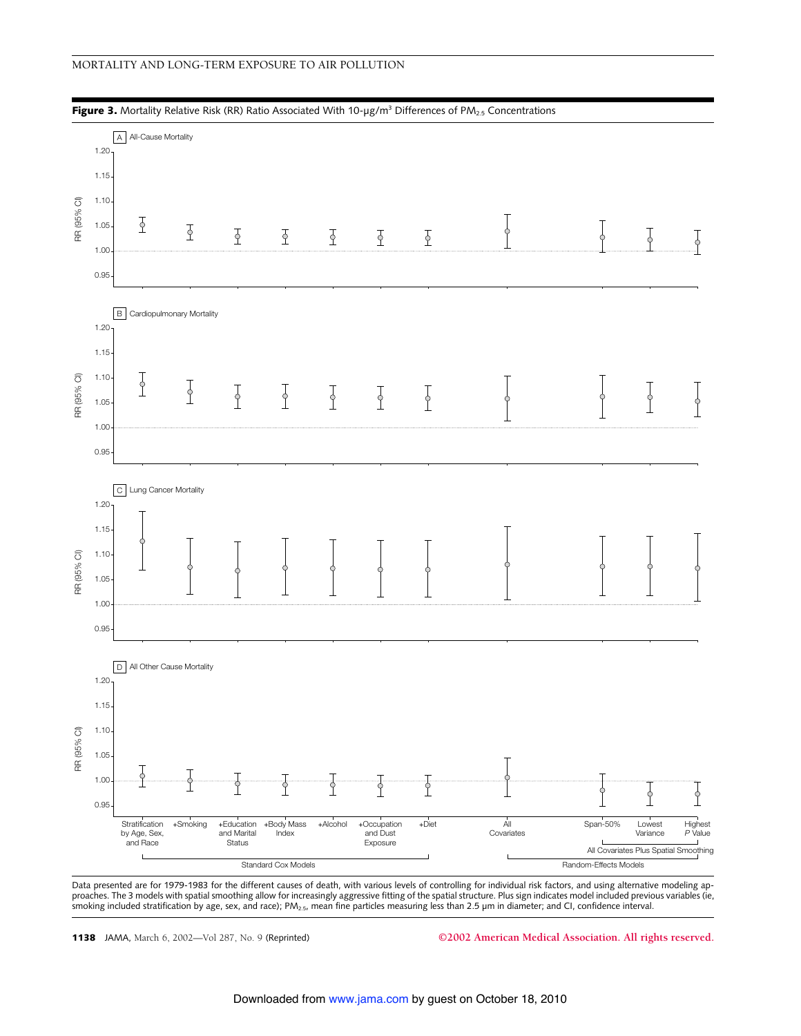**Figure 3.** Mortality Relative Risk (RR) Ratio Associated With 10-µg/m³ Differences of $PM_{2.5}$ Concentrations

Data presented are for 1979-1983 for the different causes of death, with various levels of controlling for individual risk factors, and using alternative modeling approaches. The 3 models with spatial smoothing allow for increasingly aggressive fitting of the spatial structure. Plus sign indicates model included previous variables (ie, smoking included stratification by age, sex, and race); $PM_{2.5}$, mean fine particles measuring less than 2.5 µm in diameter; and CI, confidence interval.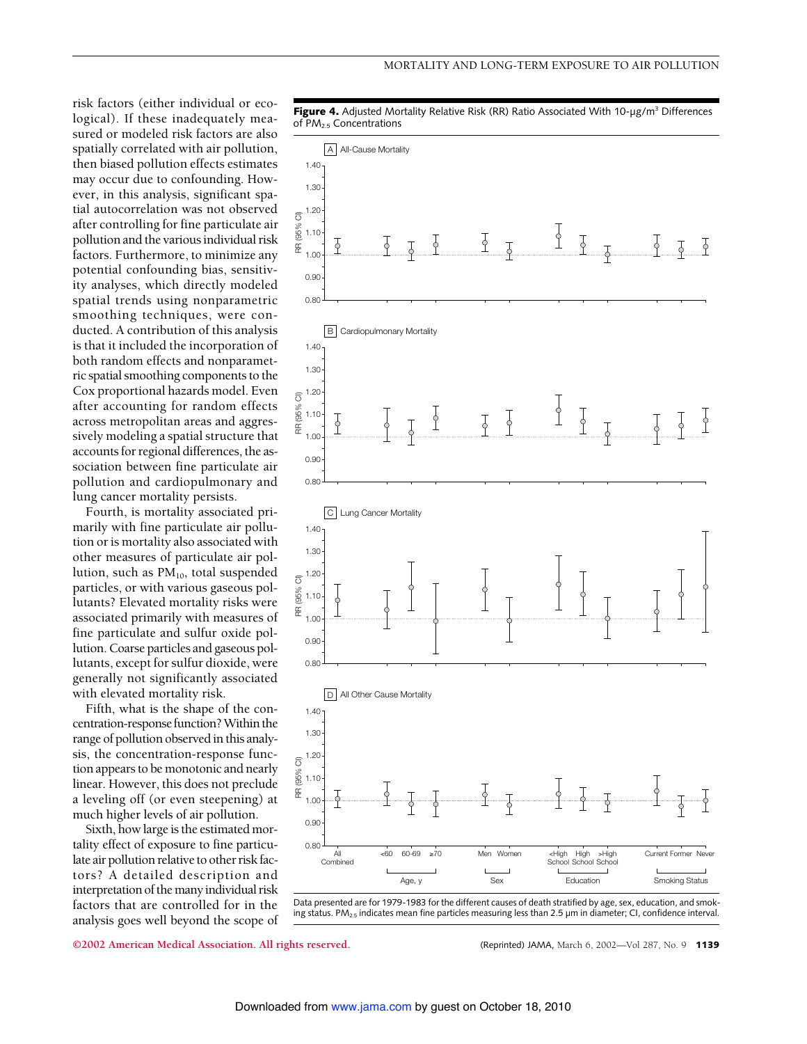risk factors (either individual or ecological). If these inadequately measured or modeled risk factors are also spatially correlated with air pollution, then biased pollution effects estimates may occur due to confounding. However, in this analysis, significant spatial autocorrelation was not observed after controlling for fine particulate air pollution and the various individual risk factors. Furthermore, to minimize any potential confounding bias, sensitivity analyses, which directly modeled spatial trends using nonparametric smoothing techniques, were conducted. A contribution of this analysis is that it included the incorporation of both random effects and nonparametric spatial smoothing components to the Cox proportional hazards model. Even after accounting for random effects across metropolitan areas and aggressively modeling a spatial structure that accounts for regional differences, the association between fine particulate air pollution and cardiopulmonary and lung cancer mortality persists.

Fourth, is mortality associated primarily with fine particulate air pollution or is mortality also associated with other measures of particulate air pollution, such as $PM_{10}$, total suspended particles, or with various gaseous pollutants? Elevated mortality risks were associated primarily with measures of fine particulate and sulfur oxide pollution. Coarse particles and gaseous pollutants, except for sulfur dioxide, were generally not significantly associated with elevated mortality risk.

Fifth, what is the shape of the concentration-response function? Within the range of pollution observed in this analysis, the concentration-response function appears to be monotonic and nearly linear. However, this does not preclude a leveling off (or even steepening) at much higher levels of air pollution.

Sixth, how large is the estimated mortality effect of exposure to fine particulate air pollution relative to other risk factors? A detailed description and interpretation of the many individual risk factors that are controlled for in the analysis goes well beyond the scope of

**Figure 4.** Adjusted Mortality Relative Risk (RR) Ratio Associated With 10-μg/m³ Differences of $PM_{2.5}$ Concentrations

Data presented are for 1979-1983 for the different causes of death stratified by age, sex, education, and smoking status. $PM_{2.5}$ indicates mean fine particles measuring less than 2.5 μm in diameter; CI, confidence interval.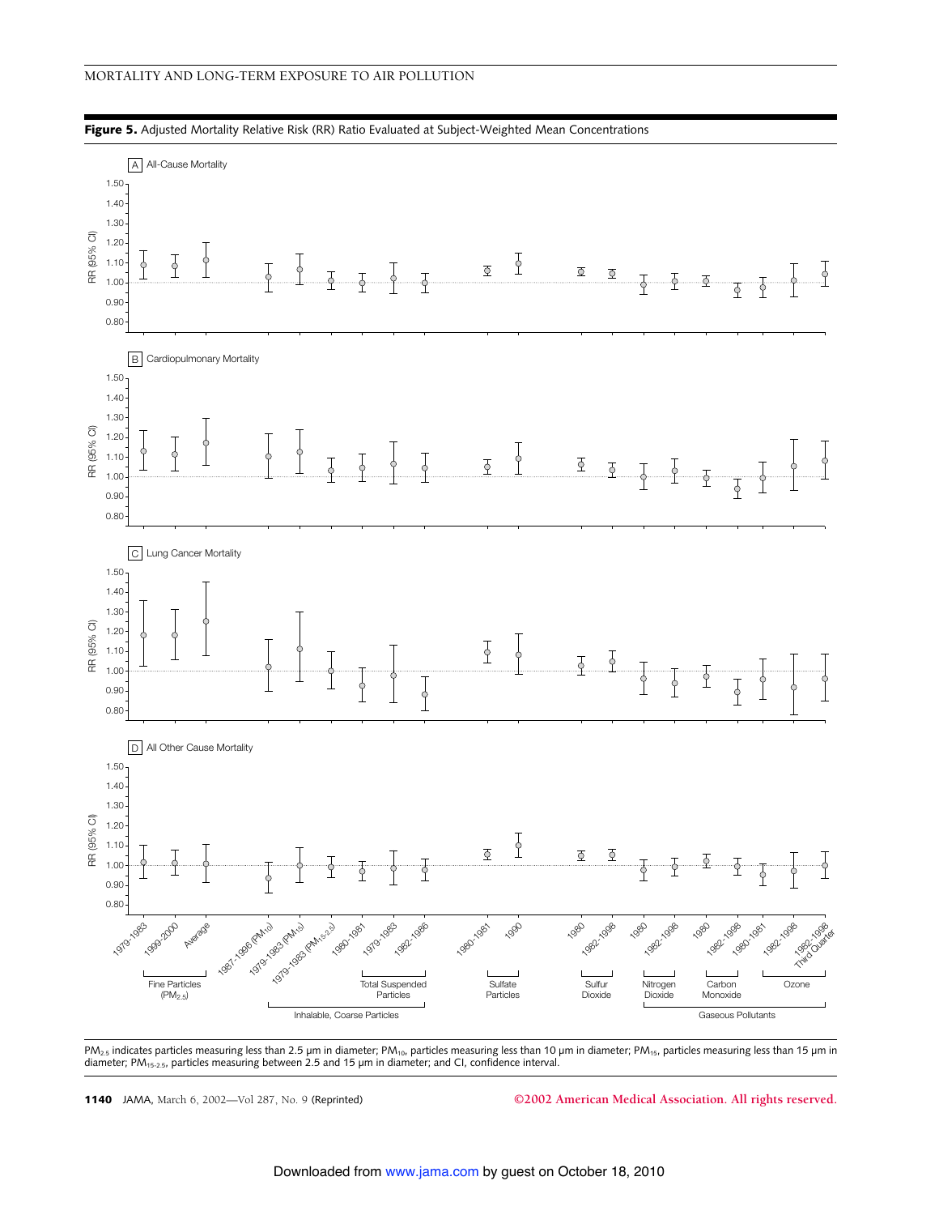**Figure 5.** Adjusted Mortality Relative Risk (RR) Ratio Evaluated at Subject-Weighted Mean Concentrations

$PM_{2.5}$ indicates particles measuring less than 2.5 μm in diameter; $PM_{10}$, particles measuring less than 10 μm in diameter; $PM_{15}$, particles measuring less than 15 μm in diameter; $PM_{15-2.5}$, particles measuring between 2.5 and 15 μm in diameter; and CI, confidence interval.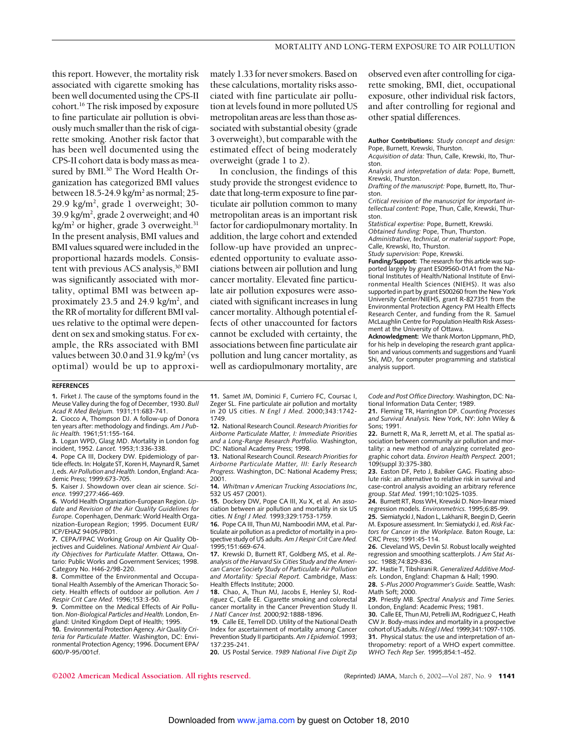this report. However, the mortality risk associated with cigarette smoking has been well documented using the CPS-II cohort.[16] The risk imposed by exposure to fine particulate air pollution is obviously much smaller than the risk of cigarette smoking. Another risk factor that has been well documented using the CPS-II cohort data is body mass as measured by BMI.[30] The Word Health Organization has categorized BMI values between 18.5-24.9 kg/m$^2$ as normal; 25-29.9 kg/m$^2$, grade 1 overweight; 30-39.9 kg/m$^2$, grade 2 overweight; and 40 kg/m$^2$ or higher, grade 3 overweight.[31] In the present analysis, BMI values and BMI values squared were included in the proportional hazards models. Consistent with previous ACS analysis,[30] BMI was significantly associated with mortality, optimal BMI was between approximately 23.5 and 24.9 kg/m$^2$, and the RR of mortality for different BMI values relative to the optimal were dependent on sex and smoking status. For example, the RRs associated with BMI values between 30.0 and 31.9 kg/m$^2$ (vs optimal) would be up to approximately 1.33 for never smokers. Based on these calculations, mortality risks associated with fine particulate air pollution at levels found in more polluted US metropolitan areas are less than those associated with substantial obesity (grade 3 overweight), but comparable with the estimated effect of being moderately overweight (grade 1 to 2).

In conclusion, the findings of this study provide the strongest evidence to date that long-term exposure to fine particulate air pollution common to many metropolitan areas is an important risk factor for cardiopulmonary mortality. In addition, the large cohort and extended follow-up have provided an unprecedented opportunity to evaluate associations between air pollution and lung cancer mortality. Elevated fine particulate air pollution exposures were associated with significant increases in lung cancer mortality. Although potential effects of other unaccounted for factors cannot be excluded with certainty, the associations between fine particulate air pollution and lung cancer mortality, as well as cardiopulmonary mortality, are observed even after controlling for cigarette smoking, BMI, diet, occupational exposure, other individual risk factors, and after controlling for regional and other spatial differences.

**Author Contributions:** *Study concept and design:* Pope, Burnett, Krewski, Thurston.
*Acquisition of data:* Thun, Calle, Krewski, Ito, Thurston.
*Analysis and interpretation of data:* Pope, Burnett, Krewski, Thurston.
*Drafting of the manuscript:* Pope, Burnett, Ito, Thurston.
*Critical revision of the manuscript for important intellectual content:* Pope, Thun, Calle, Krewski, Thurston.
*Statistical expertise:* Pope, Burnett, Krewski.
*Obtained funding:* Pope, Thun, Thurston.
*Administrative, technical, or material support:* Pope, Calle, Krewski, Ito, Thurston.
*Study supervision:* Pope, Krewski.

**Funding/Support:** The research for this article was supported largely by grant ES09560-01A1 from the National Institutes of Health/National Institute of Environmental Health Sciences (NIEHS). It was also supported in part by grant ES00260 from the New York University Center/NIEHS, grant R-827351 from the Environmental Protection Agency PM Health Effects Research Center, and funding from the R. Samuel McLaughlin Centre for Population Health Risk Assessment at the University of Ottawa.

**Acknowledgment:** We thank Morton Lippmann, PhD, for his help in developing the research grant application and various comments and suggestions and Yuanli Shi, MD, for computer programming and statistical analysis support.

## REFERENCES

1. Firket J. The cause of the symptoms found in the Meuse Valley during the fog of December, 1930. *Bull Acad R Med Belgium.* 1931;11:683-741.
2. Ciocco A, Thompson DJ. A follow-up of Donora ten years after: methodology and findings. *Am J Public Health.* 1961;51:155-164.
3. Logan WPD, Glasg MD. Mortality in London fog incident, 1952. *Lancet.* 1953;1:336-338.
4. Pope CA III, Dockery DW. Epidemiology of particle effects. In: Holgate ST, Koren H, Maynard R, Samet J, eds. *Air Pollution and Health.* London, England: Academic Press; 1999:673-705.
5. Kaiser J. Showdown over clean air science. *Science.* 1997;277:466-469.
6. World Health Organization-European Region. *Update and Revision of the Air Quality Guidelines for Europe.* Copenhagen, Denmark: World Health Organization-European Region; 1995. Document EUR/ICP/EHAZ 9405/PB01.
7. CEPA/FPAC Working Group on Air Quality Objectives and Guidelines. *National Ambient Air Quality Objectives for Particulate Matter.* Ottawa, Ontario: Public Works and Government Services; 1998. Category No. H46-2/98-220.
8. Committee of the Environmental and Occupational Health Assembly of the American Thoracic Society. Health effects of outdoor air pollution. *Am J Respir Crit Care Med.* 1996;153:3-50.
9. Committee on the Medical Effects of Air Pollution. *Non-Biological Particles and Health.* London, England: United Kingdom Dept of Health; 1995.
10. Environmental Protection Agency. *Air Quality Criteria for Particulate Matter.* Washington, DC: Environmental Protection Agency; 1996. Document EPA/600/P-95/001cf.
11. Samet JM, Dominici F, Curriero FC, Coursac I, Zeger SL. Fine particulate air pollution and mortality in 20 US cities. *N Engl J Med.* 2000;343:1742-1749.
12. National Research Council. *Research Priorities for Airborne Particulate Matter, I: Immediate Priorities and a Long-Range Research Portfolio.* Washington, DC: National Academy Press; 1998.
13. National Research Council. *Research Priorities for Airborne Particulate Matter, III: Early Research Progress.* Washington, DC: National Academy Press; 2001.
14. *Whitman v American Trucking Associations Inc*, 532 US 457 (2001).
15. Dockery DW, Pope CA III, Xu X, et al. An association between air pollution and mortality in six US cities. *N Engl J Med.* 1993;329:1753-1759.
16. Pope CA III, Thun MJ, Namboodiri MM, et al. Particulate air pollution as a predictor of mortality in a prospective study of US adults. *Am J Respir Crit Care Med.* 1995;151:669-674.
17. Krewski D, Burnett RT, Goldberg MS, et al. *Reanalysis of the Harvard Six Cities Study and the American Cancer Society Study of Particulate Air Pollution and Mortality: Special Report.* Cambridge, Mass: Health Effects Institute; 2000.
18. Chao, A, Thun MJ, Jacobs E, Henley SJ, Rodriguez C, Calle EE. Cigarette smoking and colorectal cancer mortality in the Cancer Prevention Study II. *J Natl Cancer Inst.* 2000;92:1888-1896.
19. Calle EE, Terrell DD. Utility of the National Death Index for ascertainment of mortality among Cancer Prevention Study II participants. *Am J Epidemiol.* 1993;137:235-241.
20. US Postal Service. *1989 National Five Digit Zip Code and Post Office Directory.* Washington, DC: National Information Data Center; 1989.
21. Fleming TR, Harrington DP. *Counting Processes and Survival Analysis.* New York, NY: John Wiley & Sons; 1991.
22. Burnett R, Ma R, Jerrett M, et al. The spatial association between community air pollution and mortality: a new method of analyzing correlated geographic cohort data. *Environ Health Perspect.* 2001;109(suppl 3):375-380.
23. Easton DF, Peto J, Babiker GAG. Floating absolute risk: an alternative to relative risk in survival and case-control analysis avoiding an arbitrary reference group. *Stat Med.* 1991;10:1025-1035.
24. Burnett RT, Ross WH, Krewski D. Non-linear mixed regression models. *Environmetrics.* 1995;6:85-99.
25. Siemiatycki J, Nadon L, Lakhani R, Beegin D, Geerin M. Exposure assessment. In: Siemiatycki J, ed. *Risk Factors for Cancer in the Workplace.* Baton Rouge, La: CRC Press; 1991:45-114.
26. Cleveland WS, Devlin SJ. Robust locally weighted regression and smoothing scatterplots. *J Am Stat Assoc.* 1988;74:829-836.
27. Hastie T, Tibshirani R. *Generalized Additive Models.* London, England: Chapman & Hall; 1990.
28. *S-Plus 2000 Programmer's Guide.* Seattle, Wash: Math Soft; 2000.
29. Priestly MB. *Spectral Analysis and Time Series.* London, England: Academic Press; 1981.
30. Calle EE, Thun MJ, Petrelli JM, Rodriguez C, Heath CW Jr. Body-mass index and mortality in a prospective cohort of US adults. *N Engl J Med.* 1999;341:1097-1105.
31. Physical status: the use and interpretation of anthropometry: report of a WHO expert committee. *WHO Tech Rep Ser.* 1995;854:1-452.